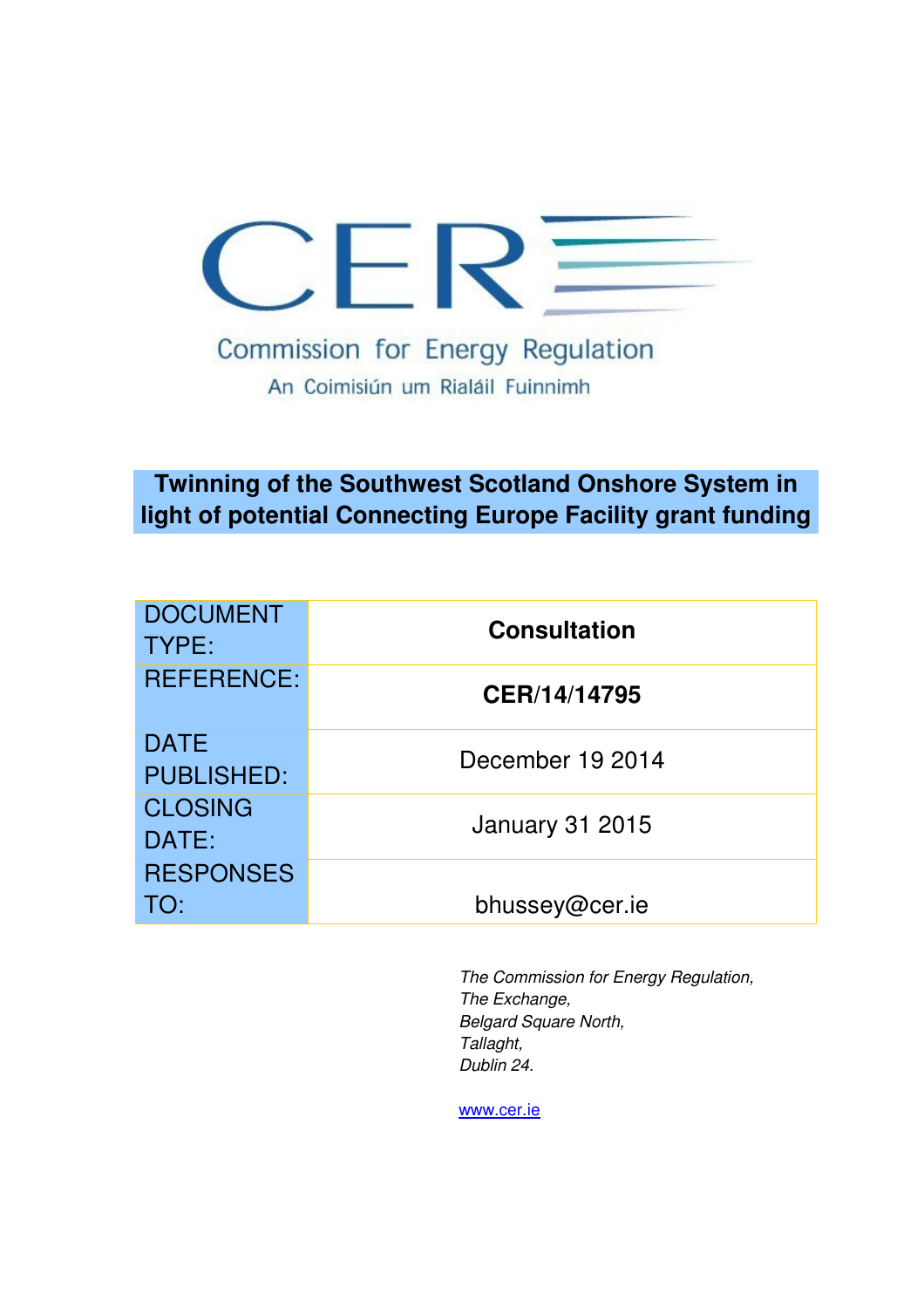CER

Commission for Energy Regulation

An Coimisiún um Rialáil Fuinnimh

# Twinning of the Southwest Scotland Onshore System in light of potential Connecting Europe Facility grant funding

| | |
|---|---|
| DOCUMENT TYPE: | **Consultation** |
| REFERENCE: | **CER/14/14795** |
| DATE PUBLISHED: | December 19 2014 |
| CLOSING DATE: | January 31 2015 |
| RESPONSES TO: | bhussey@cer.ie |

*The Commission for Energy Regulation,*
*The Exchange,*
*Belgard Square North,*
*Tallaght,*
*Dublin 24.*

www.cer.ie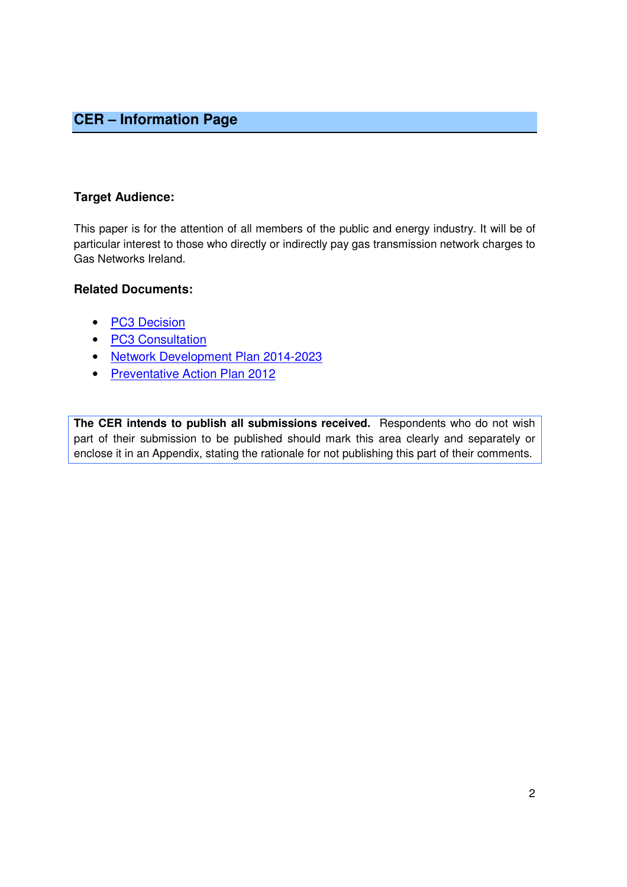## CER – Information Page

**Target Audience:**

This paper is for the attention of all members of the public and energy industry. It will be of particular interest to those who directly or indirectly pay gas transmission network charges to Gas Networks Ireland.

**Related Documents:**

- PC3 Decision
- PC3 Consultation
- Network Development Plan 2014-2023
- Preventative Action Plan 2012

**The CER intends to publish all submissions received.** Respondents who do not wish part of their submission to be published should mark this area clearly and separately or enclose it in an Appendix, stating the rationale for not publishing this part of their comments.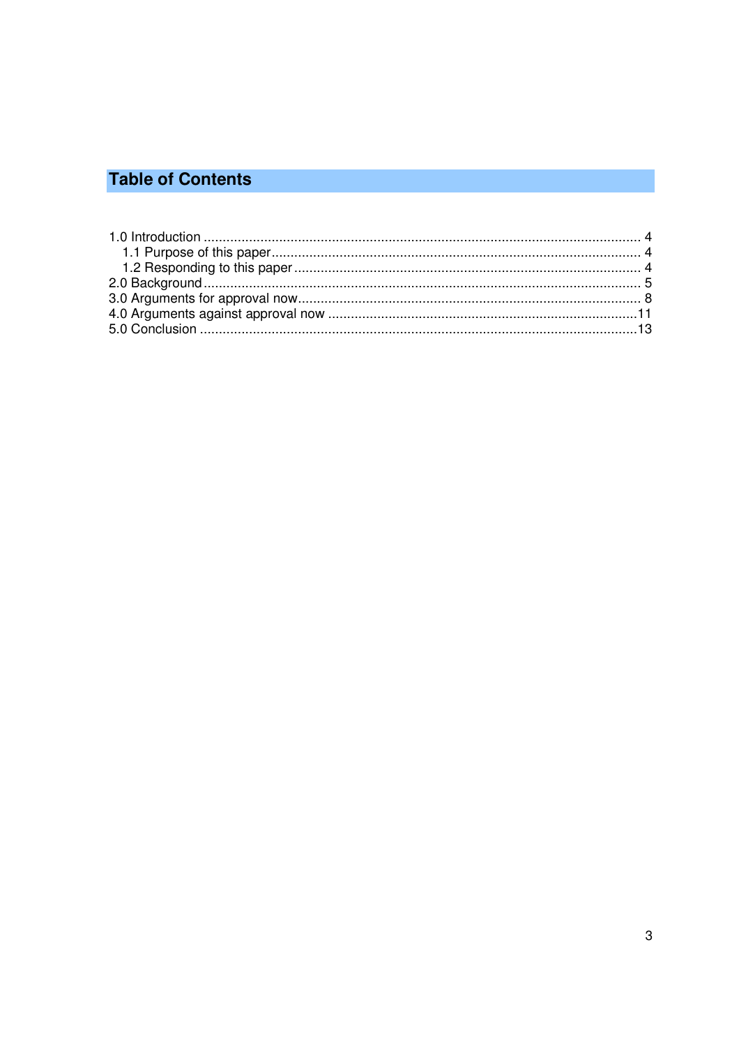# Table of Contents

1.0 Introduction ........................................................................................................ 4
  1.1 Purpose of this paper ...................................................................................... 4
  1.2 Responding to this paper ................................................................................. 4
2.0 Background ......................................................................................................... 5
3.0 Arguments for approval now ................................................................................ 8
4.0 Arguments against approval now ......................................................................... 11
5.0 Conclusion ......................................................................................................... 13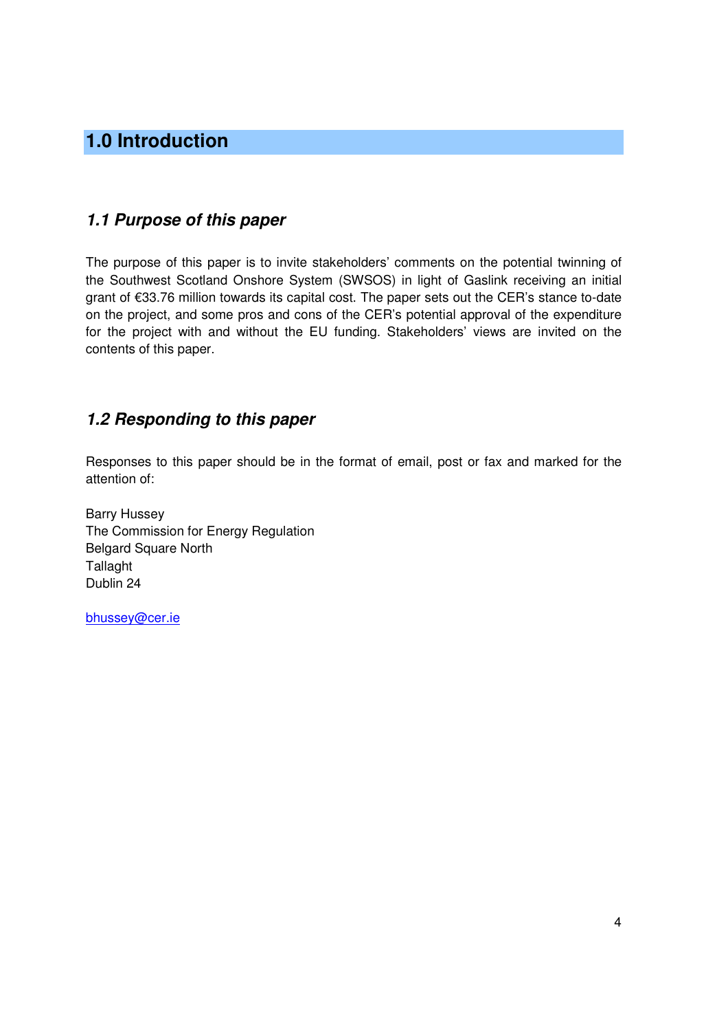# 1.0 Introduction

## *1.1 Purpose of this paper*

The purpose of this paper is to invite stakeholders' comments on the potential twinning of the Southwest Scotland Onshore System (SWSOS) in light of Gaslink receiving an initial grant of €33.76 million towards its capital cost. The paper sets out the CER's stance to-date on the project, and some pros and cons of the CER's potential approval of the expenditure for the project with and without the EU funding. Stakeholders' views are invited on the contents of this paper.

## *1.2 Responding to this paper*

Responses to this paper should be in the format of email, post or fax and marked for the attention of:

Barry Hussey
The Commission for Energy Regulation
Belgard Square North
Tallaght
Dublin 24

bhussey@cer.ie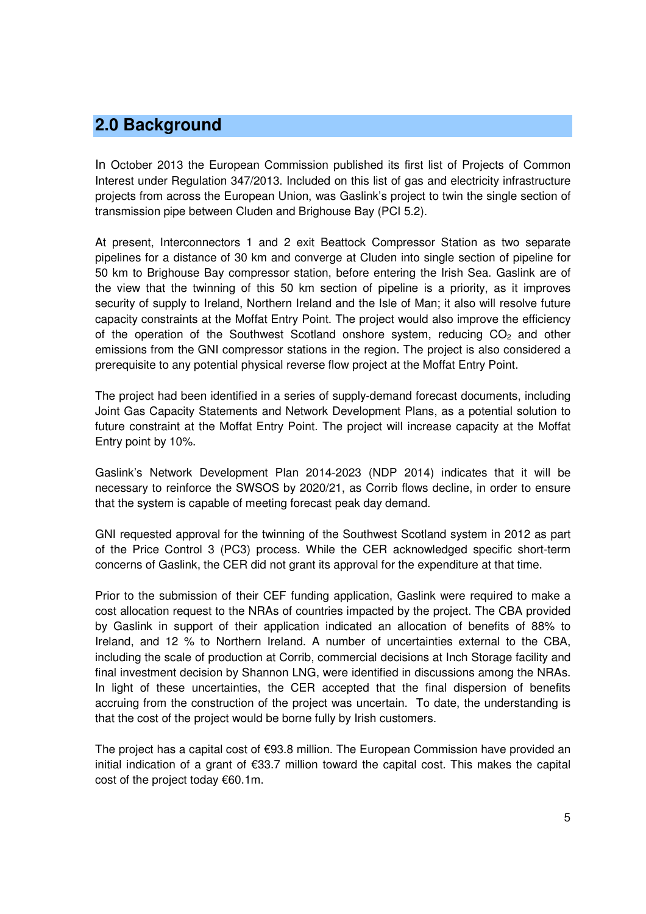## 2.0 Background

In October 2013 the European Commission published its first list of Projects of Common Interest under Regulation 347/2013. Included on this list of gas and electricity infrastructure projects from across the European Union, was Gaslink's project to twin the single section of transmission pipe between Cluden and Brighouse Bay (PCI 5.2).

At present, Interconnectors 1 and 2 exit Beattock Compressor Station as two separate pipelines for a distance of 30 km and converge at Cluden into single section of pipeline for 50 km to Brighouse Bay compressor station, before entering the Irish Sea. Gaslink are of the view that the twinning of this 50 km section of pipeline is a priority, as it improves security of supply to Ireland, Northern Ireland and the Isle of Man; it also will resolve future capacity constraints at the Moffat Entry Point. The project would also improve the efficiency of the operation of the Southwest Scotland onshore system, reducing $CO_2$ and other emissions from the GNI compressor stations in the region. The project is also considered a prerequisite to any potential physical reverse flow project at the Moffat Entry Point.

The project had been identified in a series of supply-demand forecast documents, including Joint Gas Capacity Statements and Network Development Plans, as a potential solution to future constraint at the Moffat Entry Point. The project will increase capacity at the Moffat Entry point by 10%.

Gaslink's Network Development Plan 2014-2023 (NDP 2014) indicates that it will be necessary to reinforce the SWSOS by 2020/21, as Corrib flows decline, in order to ensure that the system is capable of meeting forecast peak day demand.

GNI requested approval for the twinning of the Southwest Scotland system in 2012 as part of the Price Control 3 (PC3) process. While the CER acknowledged specific short-term concerns of Gaslink, the CER did not grant its approval for the expenditure at that time.

Prior to the submission of their CEF funding application, Gaslink were required to make a cost allocation request to the NRAs of countries impacted by the project. The CBA provided by Gaslink in support of their application indicated an allocation of benefits of 88% to Ireland, and 12 % to Northern Ireland. A number of uncertainties external to the CBA, including the scale of production at Corrib, commercial decisions at Inch Storage facility and final investment decision by Shannon LNG, were identified in discussions among the NRAs. In light of these uncertainties, the CER accepted that the final dispersion of benefits accruing from the construction of the project was uncertain. To date, the understanding is that the cost of the project would be borne fully by Irish customers.

The project has a capital cost of €93.8 million. The European Commission have provided an initial indication of a grant of €33.7 million toward the capital cost. This makes the capital cost of the project today €60.1m.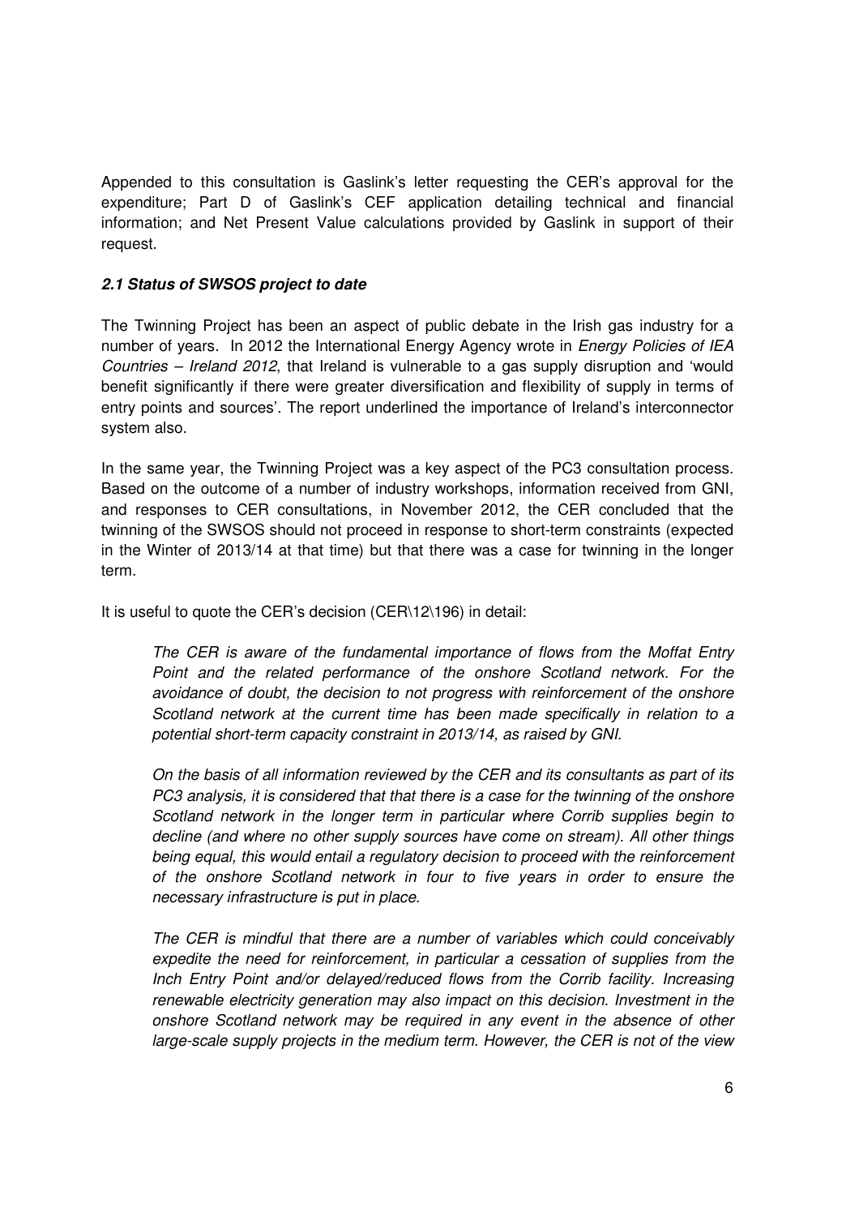Appended to this consultation is Gaslink's letter requesting the CER's approval for the expenditure; Part D of Gaslink's CEF application detailing technical and financial information; and Net Present Value calculations provided by Gaslink in support of their request.

### ***2.1 Status of SWSOS project to date***

The Twinning Project has been an aspect of public debate in the Irish gas industry for a number of years. In 2012 the International Energy Agency wrote in *Energy Policies of IEA Countries – Ireland 2012*, that Ireland is vulnerable to a gas supply disruption and 'would benefit significantly if there were greater diversification and flexibility of supply in terms of entry points and sources'. The report underlined the importance of Ireland's interconnector system also.

In the same year, the Twinning Project was a key aspect of the PC3 consultation process. Based on the outcome of a number of industry workshops, information received from GNI, and responses to CER consultations, in November 2012, the CER concluded that the twinning of the SWSOS should not proceed in response to short-term constraints (expected in the Winter of 2013/14 at that time) but that there was a case for twinning in the longer term.

It is useful to quote the CER's decision (CER\12\196) in detail:

> *The CER is aware of the fundamental importance of flows from the Moffat Entry Point and the related performance of the onshore Scotland network. For the avoidance of doubt, the decision to not progress with reinforcement of the onshore Scotland network at the current time has been made specifically in relation to a potential short-term capacity constraint in 2013/14, as raised by GNI.*
>
> *On the basis of all information reviewed by the CER and its consultants as part of its PC3 analysis, it is considered that that there is a case for the twinning of the onshore Scotland network in the longer term in particular where Corrib supplies begin to decline (and where no other supply sources have come on stream). All other things being equal, this would entail a regulatory decision to proceed with the reinforcement of the onshore Scotland network in four to five years in order to ensure the necessary infrastructure is put in place.*
>
> *The CER is mindful that there are a number of variables which could conceivably expedite the need for reinforcement, in particular a cessation of supplies from the Inch Entry Point and/or delayed/reduced flows from the Corrib facility. Increasing renewable electricity generation may also impact on this decision. Investment in the onshore Scotland network may be required in any event in the absence of other large-scale supply projects in the medium term. However, the CER is not of the view*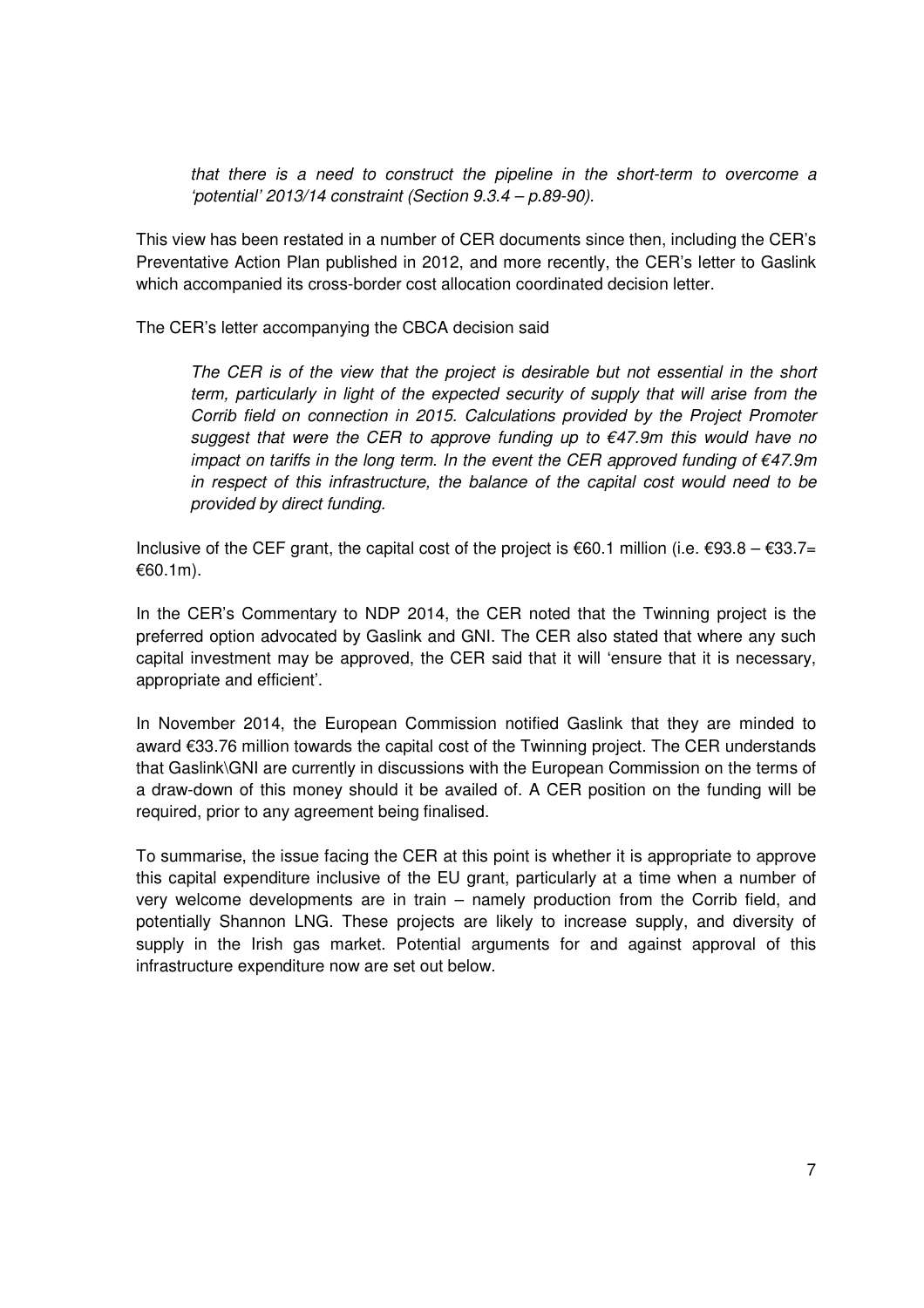*that there is a need to construct the pipeline in the short-term to overcome a 'potential' 2013/14 constraint (Section 9.3.4 – p.89-90).*

This view has been restated in a number of CER documents since then, including the CER's Preventative Action Plan published in 2012, and more recently, the CER's letter to Gaslink which accompanied its cross-border cost allocation coordinated decision letter.

The CER's letter accompanying the CBCA decision said

> *The CER is of the view that the project is desirable but not essential in the short term, particularly in light of the expected security of supply that will arise from the Corrib field on connection in 2015. Calculations provided by the Project Promoter suggest that were the CER to approve funding up to €47.9m this would have no impact on tariffs in the long term. In the event the CER approved funding of €47.9m in respect of this infrastructure, the balance of the capital cost would need to be provided by direct funding.*

Inclusive of the CEF grant, the capital cost of the project is €60.1 million (i.e. €93.8 – €33.7= €60.1m).

In the CER's Commentary to NDP 2014, the CER noted that the Twinning project is the preferred option advocated by Gaslink and GNI. The CER also stated that where any such capital investment may be approved, the CER said that it will 'ensure that it is necessary, appropriate and efficient'.

In November 2014, the European Commission notified Gaslink that they are minded to award €33.76 million towards the capital cost of the Twinning project. The CER understands that Gaslink\GNI are currently in discussions with the European Commission on the terms of a draw-down of this money should it be availed of. A CER position on the funding will be required, prior to any agreement being finalised.

To summarise, the issue facing the CER at this point is whether it is appropriate to approve this capital expenditure inclusive of the EU grant, particularly at a time when a number of very welcome developments are in train – namely production from the Corrib field, and potentially Shannon LNG. These projects are likely to increase supply, and diversity of supply in the Irish gas market. Potential arguments for and against approval of this infrastructure expenditure now are set out below.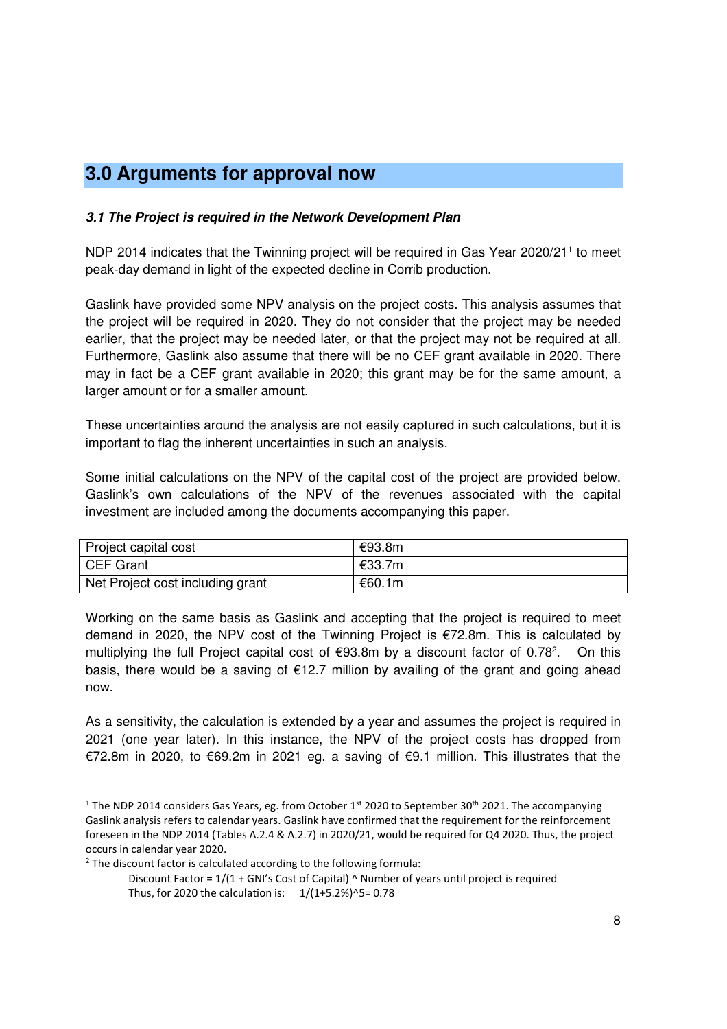## 3.0 Arguments for approval now

### *3.1 The Project is required in the Network Development Plan*

NDP 2014 indicates that the Twinning project will be required in Gas Year 2020/21[1] to meet peak-day demand in light of the expected decline in Corrib production.

Gaslink have provided some NPV analysis on the project costs. This analysis assumes that the project will be required in 2020. They do not consider that the project may be needed earlier, that the project may be needed later, or that the project may not be required at all. Furthermore, Gaslink also assume that there will be no CEF grant available in 2020. There may in fact be a CEF grant available in 2020; this grant may be for the same amount, a larger amount or for a smaller amount.

These uncertainties around the analysis are not easily captured in such calculations, but it is important to flag the inherent uncertainties in such an analysis.

Some initial calculations on the NPV of the capital cost of the project are provided below. Gaslink's own calculations of the NPV of the revenues associated with the capital investment are included among the documents accompanying this paper.

| Project capital cost | €93.8m |
|---|---|
| CEF Grant | €33.7m |
| Net Project cost including grant | €60.1m |

Working on the same basis as Gaslink and accepting that the project is required to meet demand in 2020, the NPV cost of the Twinning Project is €72.8m. This is calculated by multiplying the full Project capital cost of €93.8m by a discount factor of 0.78[2]. On this basis, there would be a saving of €12.7 million by availing of the grant and going ahead now.

As a sensitivity, the calculation is extended by a year and assumes the project is required in 2021 (one year later). In this instance, the NPV of the project costs has dropped from €72.8m in 2020, to €69.2m in 2021 eg. a saving of €9.1 million. This illustrates that the

---

[1] The NDP 2014 considers Gas Years, eg. from October 1st 2020 to September 30th 2021. The accompanying Gaslink analysis refers to calendar years. Gaslink have confirmed that the requirement for the reinforcement foreseen in the NDP 2014 (Tables A.2.4 & A.2.7) in 2020/21, would be required for Q4 2020. Thus, the project occurs in calendar year 2020.

[2] The discount factor is calculated according to the following formula:

Discount Factor = 1/(1 + GNI's Cost of Capital) ^ Number of years until project is required

Thus, for 2020 the calculation is: $1/(1+5.2\%)^5 = 0.78$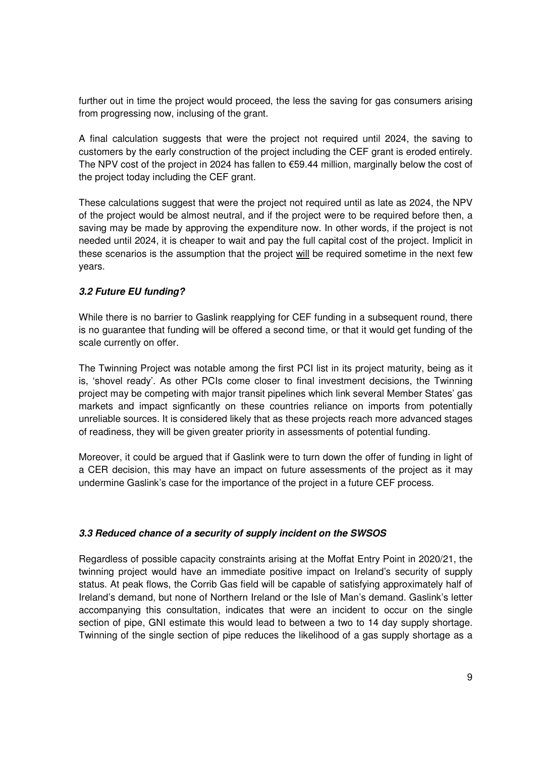further out in time the project would proceed, the less the saving for gas consumers arising from progressing now, inclusing of the grant.

A final calculation suggests that were the project not required until 2024, the saving to customers by the early construction of the project including the CEF grant is eroded entirely. The NPV cost of the project in 2024 has fallen to €59.44 million, marginally below the cost of the project today including the CEF grant.

These calculations suggest that were the project not required until as late as 2024, the NPV of the project would be almost neutral, and if the project were to be required before then, a saving may be made by approving the expenditure now. In other words, if the project is not needed until 2024, it is cheaper to wait and pay the full capital cost of the project. Implicit in these scenarios is the assumption that the project <u>will</u> be required sometime in the next few years.

### *3.2 Future EU funding?*

While there is no barrier to Gaslink reapplying for CEF funding in a subsequent round, there is no guarantee that funding will be offered a second time, or that it would get funding of the scale currently on offer.

The Twinning Project was notable among the first PCI list in its project maturity, being as it is, 'shovel ready'. As other PCIs come closer to final investment decisions, the Twinning project may be competing with major transit pipelines which link several Member States' gas markets and impact signficantly on these countries reliance on imports from potentially unreliable sources. It is considered likely that as these projects reach more advanced stages of readiness, they will be given greater priority in assessments of potential funding.

Moreover, it could be argued that if Gaslink were to turn down the offer of funding in light of a CER decision, this may have an impact on future assessments of the project as it may undermine Gaslink's case for the importance of the project in a future CEF process.

### *3.3 Reduced chance of a security of supply incident on the SWSOS*

Regardless of possible capacity constraints arising at the Moffat Entry Point in 2020/21, the twinning project would have an immediate positive impact on Ireland's security of supply status. At peak flows, the Corrib Gas field will be capable of satisfying approximately half of Ireland's demand, but none of Northern Ireland or the Isle of Man's demand. Gaslink's letter accompanying this consultation, indicates that were an incident to occur on the single section of pipe, GNI estimate this would lead to between a two to 14 day supply shortage. Twinning of the single section of pipe reduces the likelihood of a gas supply shortage as a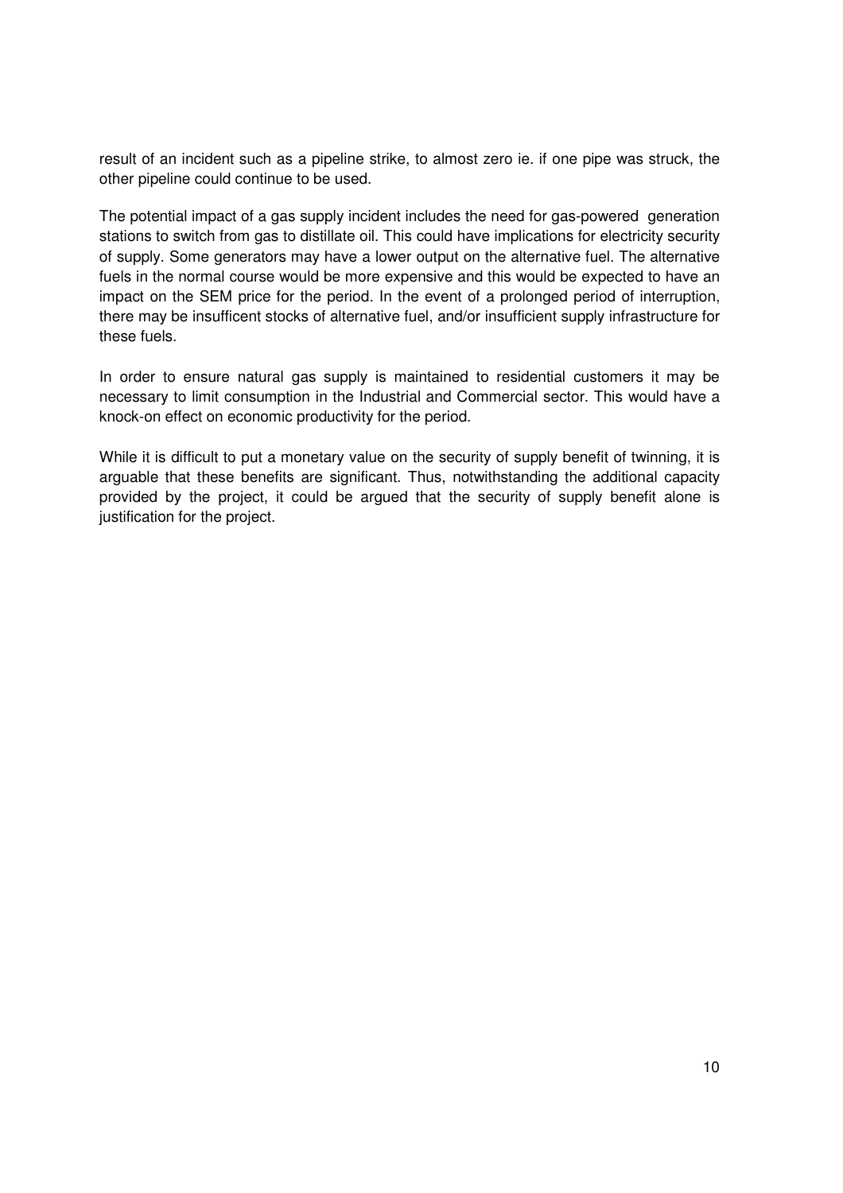result of an incident such as a pipeline strike, to almost zero ie. if one pipe was struck, the other pipeline could continue to be used.

The potential impact of a gas supply incident includes the need for gas-powered generation stations to switch from gas to distillate oil. This could have implications for electricity security of supply. Some generators may have a lower output on the alternative fuel. The alternative fuels in the normal course would be more expensive and this would be expected to have an impact on the SEM price for the period. In the event of a prolonged period of interruption, there may be insufficent stocks of alternative fuel, and/or insufficient supply infrastructure for these fuels.

In order to ensure natural gas supply is maintained to residential customers it may be necessary to limit consumption in the Industrial and Commercial sector. This would have a knock-on effect on economic productivity for the period.

While it is difficult to put a monetary value on the security of supply benefit of twinning, it is arguable that these benefits are significant. Thus, notwithstanding the additional capacity provided by the project, it could be argued that the security of supply benefit alone is justification for the project.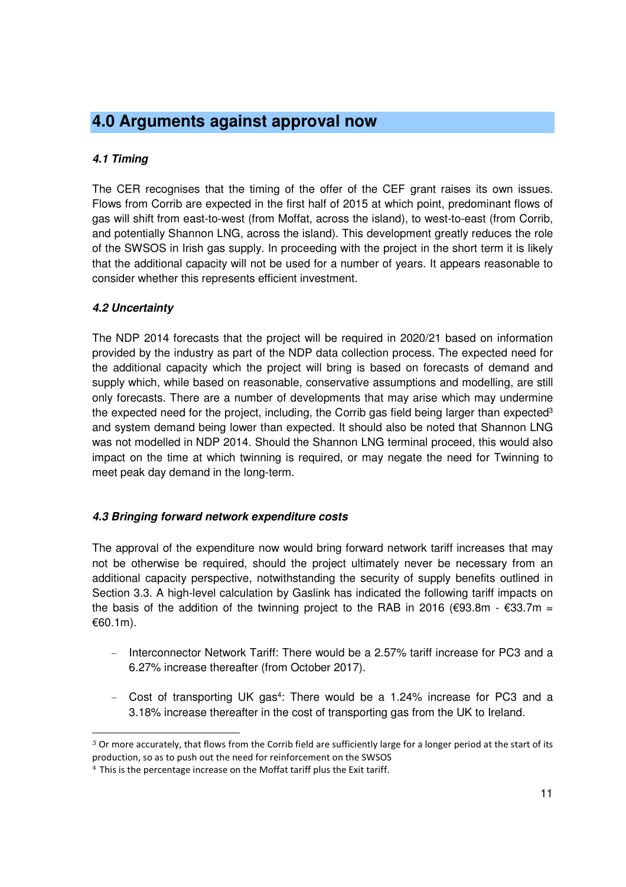## 4.0 Arguments against approval now

### *4.1 Timing*

The CER recognises that the timing of the offer of the CEF grant raises its own issues. Flows from Corrib are expected in the first half of 2015 at which point, predominant flows of gas will shift from east-to-west (from Moffat, across the island), to west-to-east (from Corrib, and potentially Shannon LNG, across the island). This development greatly reduces the role of the SWSOS in Irish gas supply. In proceeding with the project in the short term it is likely that the additional capacity will not be used for a number of years. It appears reasonable to consider whether this represents efficient investment.

### *4.2 Uncertainty*

The NDP 2014 forecasts that the project will be required in 2020/21 based on information provided by the industry as part of the NDP data collection process. The expected need for the additional capacity which the project will bring is based on forecasts of demand and supply which, while based on reasonable, conservative assumptions and modelling, are still only forecasts. There are a number of developments that may arise which may undermine the expected need for the project, including, the Corrib gas field being larger than expected[3] and system demand being lower than expected. It should also be noted that Shannon LNG was not modelled in NDP 2014. Should the Shannon LNG terminal proceed, this would also impact on the time at which twinning is required, or may negate the need for Twinning to meet peak day demand in the long-term.

### *4.3 Bringing forward network expenditure costs*

The approval of the expenditure now would bring forward network tariff increases that may not be otherwise be required, should the project ultimately never be necessary from an additional capacity perspective, notwithstanding the security of supply benefits outlined in Section 3.3. A high-level calculation by Gaslink has indicated the following tariff impacts on the basis of the addition of the twinning project to the RAB in 2016 (€93.8m - €33.7m = €60.1m).

- Interconnector Network Tariff: There would be a 2.57% tariff increase for PC3 and a 6.27% increase thereafter (from October 2017).
- Cost of transporting UK gas[4]: There would be a 1.24% increase for PC3 and a 3.18% increase thereafter in the cost of transporting gas from the UK to Ireland.

[3] Or more accurately, that flows from the Corrib field are sufficiently large for a longer period at the start of its production, so as to push out the need for reinforcement on the SWSOS

[4] This is the percentage increase on the Moffat tariff plus the Exit tariff.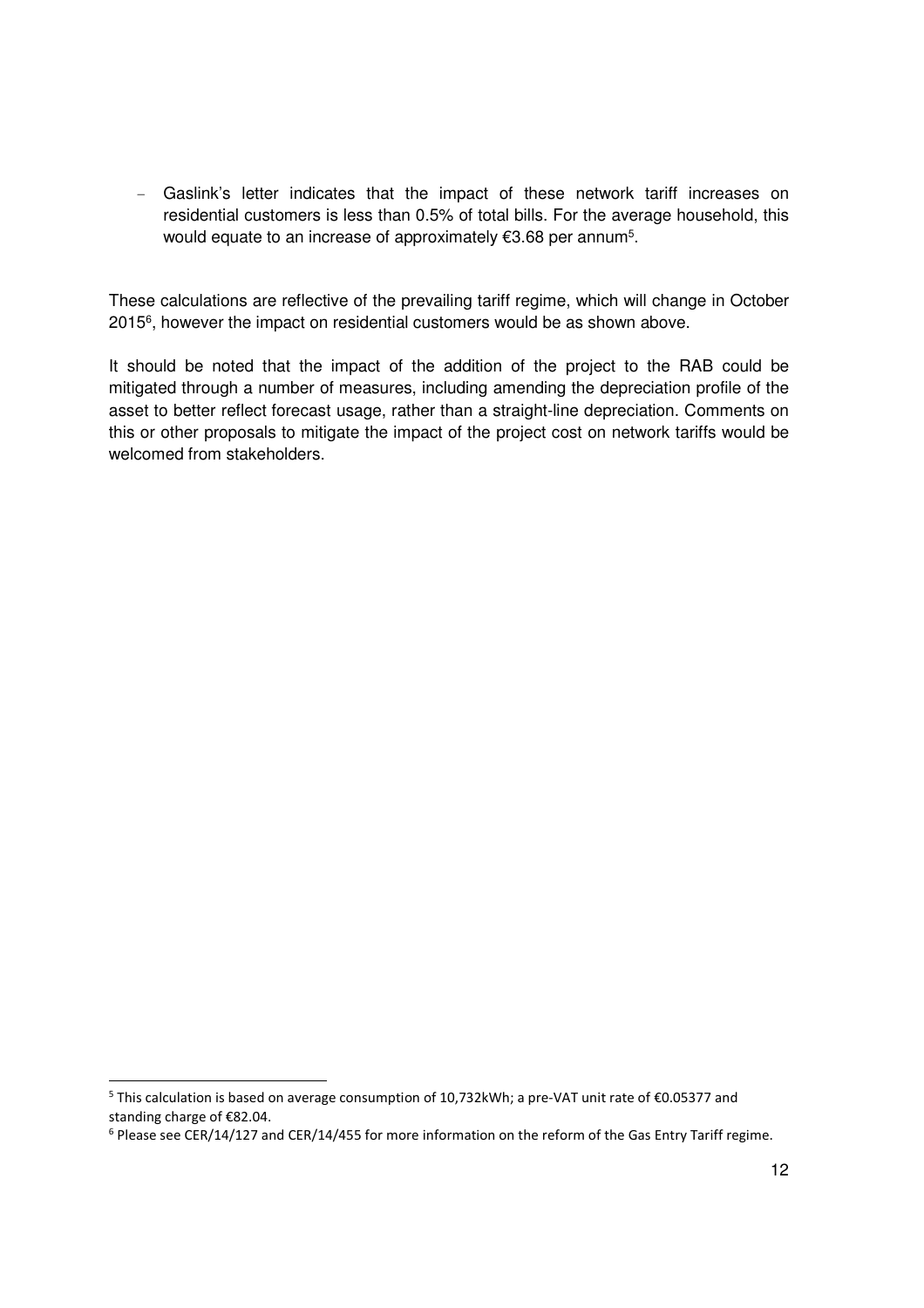- Gaslink's letter indicates that the impact of these network tariff increases on residential customers is less than 0.5% of total bills. For the average household, this would equate to an increase of approximately €3.68 per annum[5].

These calculations are reflective of the prevailing tariff regime, which will change in October 2015[6], however the impact on residential customers would be as shown above.

It should be noted that the impact of the addition of the project to the RAB could be mitigated through a number of measures, including amending the depreciation profile of the asset to better reflect forecast usage, rather than a straight-line depreciation. Comments on this or other proposals to mitigate the impact of the project cost on network tariffs would be welcomed from stakeholders.

---

[5] This calculation is based on average consumption of 10,732kWh; a pre-VAT unit rate of €0.05377 and standing charge of €82.04.

[6] Please see CER/14/127 and CER/14/455 for more information on the reform of the Gas Entry Tariff regime.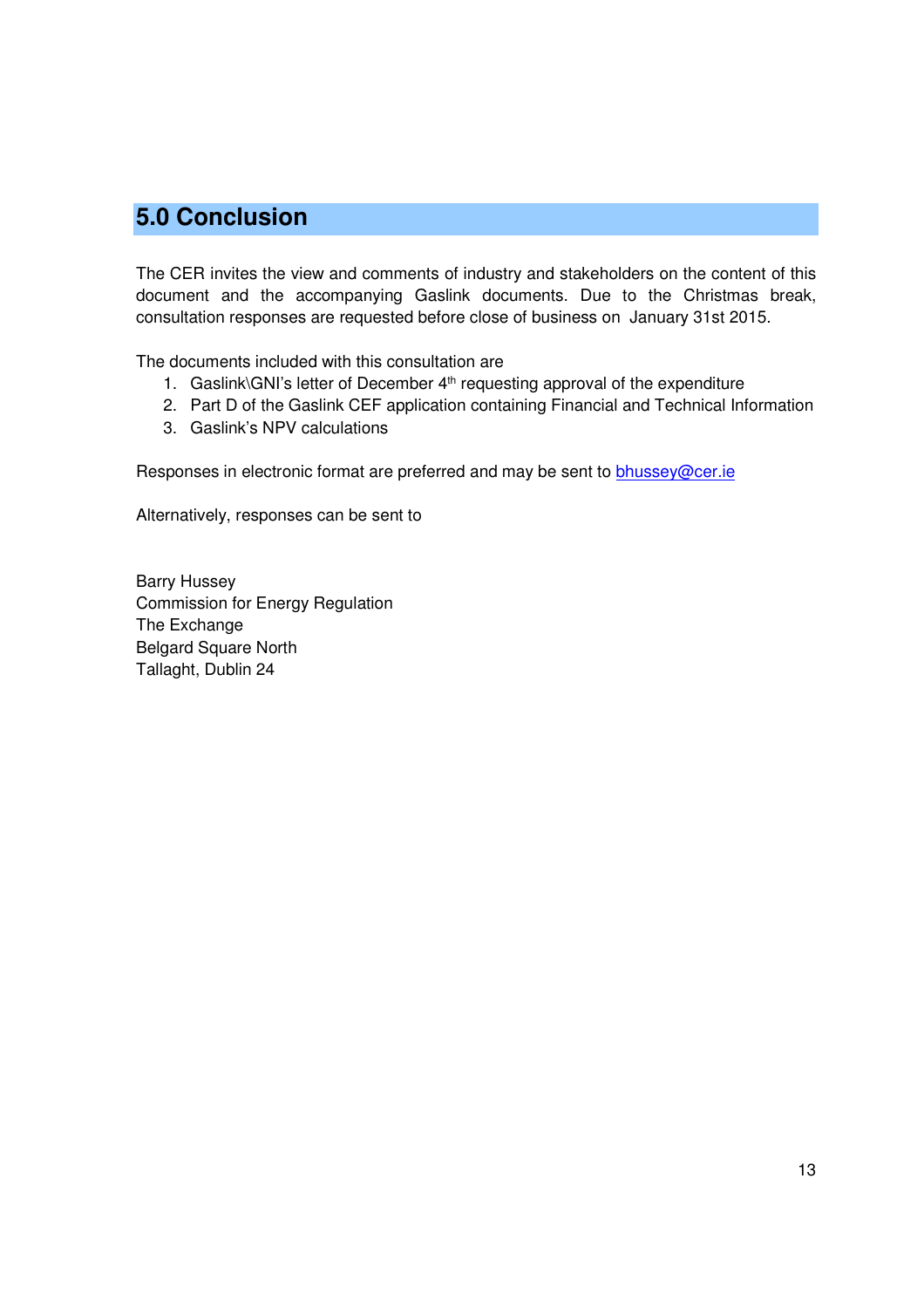## 5.0 Conclusion

The CER invites the view and comments of industry and stakeholders on the content of this document and the accompanying Gaslink documents. Due to the Christmas break, consultation responses are requested before close of business on January 31st 2015.

The documents included with this consultation are

1. Gaslink\GNI's letter of December 4th requesting approval of the expenditure
2. Part D of the Gaslink CEF application containing Financial and Technical Information
3. Gaslink's NPV calculations

Responses in electronic format are preferred and may be sent to bhussey@cer.ie

Alternatively, responses can be sent to

Barry Hussey
Commission for Energy Regulation
The Exchange
Belgard Square North
Tallaght, Dublin 24